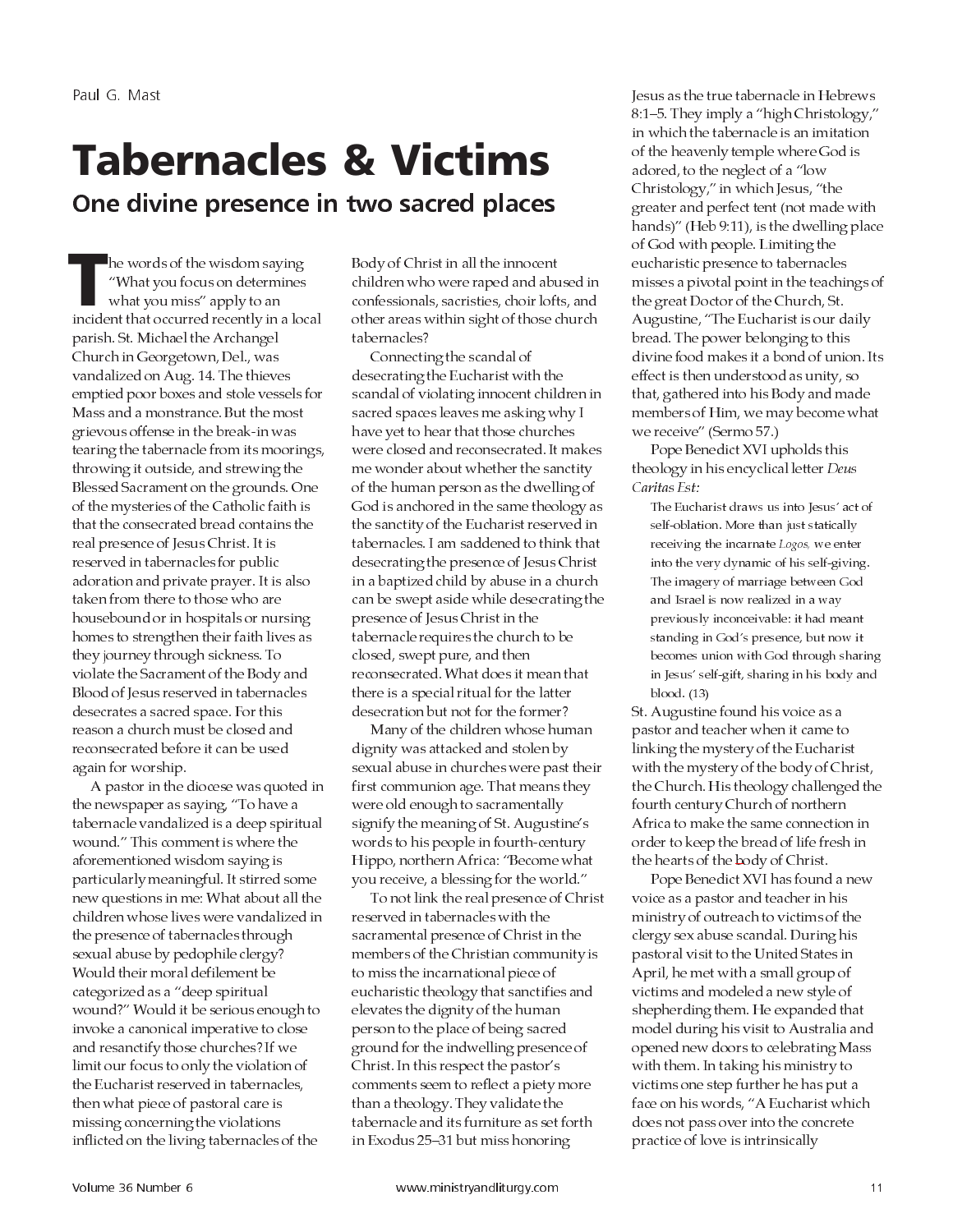Paul G. Mast

# Tabernacles & Victims

## One divine presence in two sacred places

The words of the wisdom saying "What you focus on determines what you miss" apply to an incident that occurred recently in a local parish. St. Michael the Archangel Church in Georgetown, Del., was vandalized on Aug. 14. The thieves emptied poor boxes and stole vessels for Mass and a monstrance. But the most grievous offense in the break-in was tearing the tabernacle from its moorings, throwing it outside, and strewing the Blessed Sacrament on the grounds. One of the mysteries of the Catholic faith is that the consecrated bread contains the real presence of Jesus Christ. It is reserved in tabernacles for public adoration and private prayer. It is also taken from there to those who are housebound or in hospitals or nursing homes to strengthen their faith lives as they journey through sickness. To violate the Sacrament of the Body and Blood of Jesus reserved in tabernacles desecrates a sacred space. For this reason a church must be closed and reconsecrated before it can be used again for worship.

A pastor in the diocese was quoted in the newspaper as saying, "To have a tabernacle vandalized is a deep spiritual wound." This comment is where the aforementioned wisdom saying is particularly meaningful. It stirred some new questions in me: What about all the children whose lives were vandalized in the presence of tabernacles through sexual abuse by pedophile clergy? Would their moral defilement be categorized as a "deep spiritual wound?" Would it be serious enough to invoke a canonical imperative to close and resanctify those churches? If we limit our focus to only the violation of the Eucharist reserved in tabernacles, then what piece of pastoral care is missing concerning the violations inflicted on the living tabernacles of the Body of Christ in all the innocent children who were raped and abused in confessionals, sacristies, choir lofts, and other areas within sight of those church tabernacles?

Connecting the scandal of desecrating the Eucharist with the scandal of violating innocent children in sacred spaces leaves me asking why I have yet to hear that those churches were closed and reconsecrated. It makes me wonder about whether the sanctity of the human person as the dwelling of God is anchored in the same theology as the sanctity of the Eucharist reserved in tabernacles. I am saddened to think that desecrating the presence of Jesus Christ in a baptized child by abuse in a church can be swept aside while desecrating the presence of Jesus Christ in the tabernacle requires the church to be closed, swept pure, and then reconsecrated. What does it mean that there is a special ritual for the latter desecration but not for the former?

Many of the children whose human dignity was attacked and stolen by sexual abuse in churches were past their first communion age. That means they were old enough to sacramentally signify the meaning of St. Augustine's words to his people in fourth-century Hippo, northern Africa: "Become what you receive, a blessing for the world."

To not link the real presence of Christ reserved in tabernacles with the sacramental presence of Christ in the members of the Christian community is to miss the incarnational piece of eucharistic theology that sanctifies and elevates the dignity of the human person to the place of being sacred ground for the indwelling presence of Christ. In this respect the pastor's comments seem to reflect a piety more than a theology. They validate the tabernacle and its furniture as set forth in Exodus 25–31 but miss honoring Jesus as the true tabernacle in Hebrews 8:1–5. They imply a "high Christology," in which the tabernacle is an imitation of the heavenly temple where God is adored, to the neglect of a "low Christology," in which Jesus, "the greater and perfect tent (not made with hands)" (Heb 9:11), is the dwelling place of God with people. Limiting the eucharistic presence to tabernacles misses a pivotal point in the teachings of the great Doctor of the Church, St. Augustine, "The Eucharist is our daily bread. The power belonging to this divine food makes it a bond of union. Its effect is then understood as unity, so that, gathered into his Body and made members of Him, we may become what we receive" (Sermo 57.)

Pope Benedict XVI upholds this theology in his encyclical letter *Deus Caritas Est:*

> The Eucharist draws us into Jesus' act of self-oblation. More than just statically receiving the incarnate *Logos,* we enter into the very dynamic of his self-giving. The imagery of marriage between God and Israel is now realized in a way previously inconceivable: it had meant standing in God's presence, but now it becomes union with God through sharing in Jesus' self-gift, sharing in his body and blood. (13)

St. Augustine found his voice as a pastor and teacher when it came to linking the mystery of the Eucharist with the mystery of the body of Christ, the Church. His theology challenged the fourth century Church of northern Africa to make the same connection in order to keep the bread of life fresh in the hearts of the body of Christ.

Pope Benedict XVI has found a new voice as a pastor and teacher in his ministry of outreach to victims of the clergy sex abuse scandal. During his pastoral visit to the United States in April, he met with a small group of victims and modeled a new style of shepherding them. He expanded that model during his visit to Australia and opened new doors to celebrating Mass with them. In taking his ministry to victims one step further he has put a face on his words, "A Eucharist which does not pass over into the concrete practice of love is intrinsically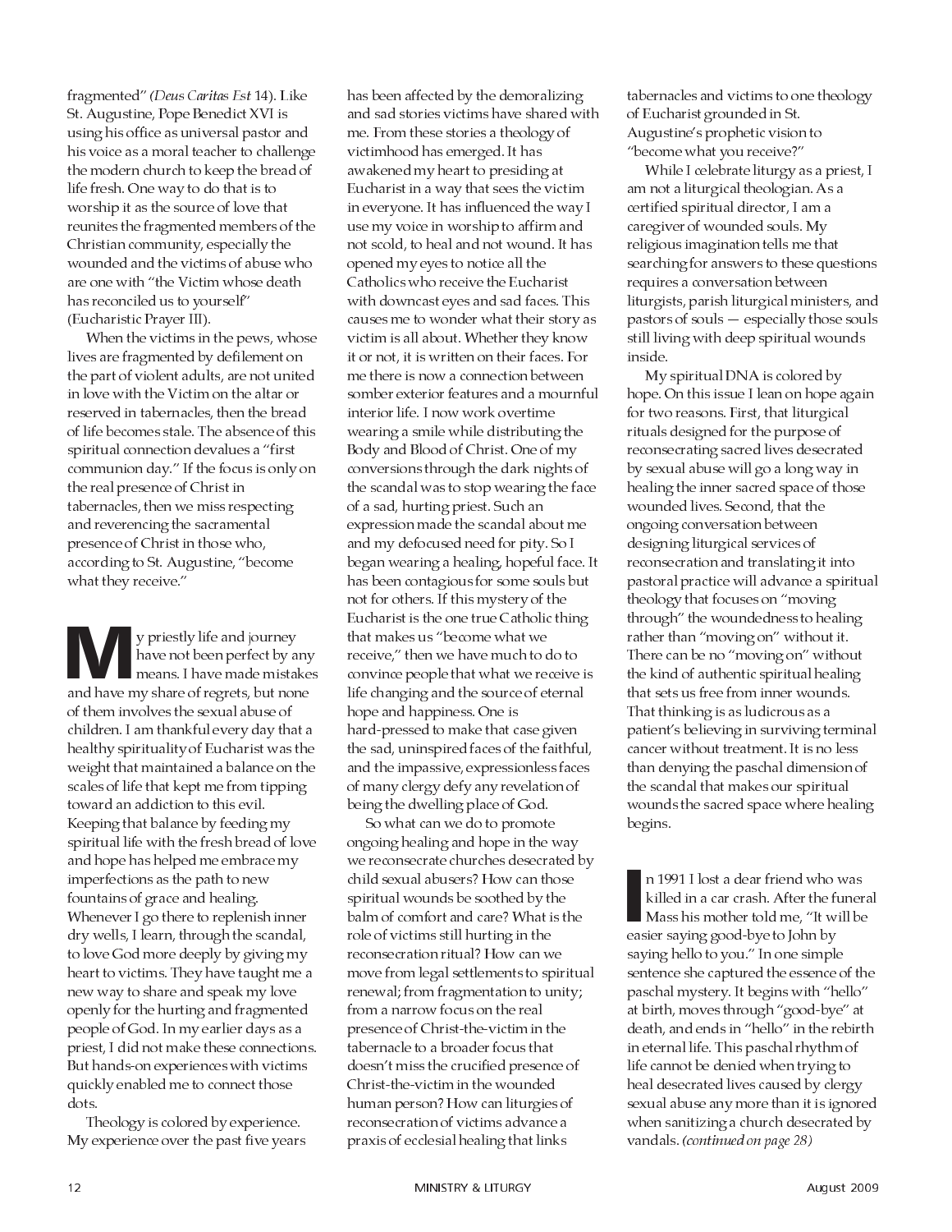fragmented" (*Deus Caritas Est* 14). Like St. Augustine, Pope Benedict XVI is using his office as universal pastor and his voice as a moral teacher to challenge the modern church to keep the bread of life fresh. One way to do that is to worship it as the source of love that reunites the fragmented members of the Christian community, especially the wounded and the victims of abuse who are one with "the Victim whose death has reconciled us to yourself" (Eucharistic Prayer III).

When the victims in the pews, whose lives are fragmented by defilement on the part of violent adults, are not united in love with the Victim on the altar or reserved in tabernacles, then the bread of life becomes stale. The absence of this spiritual connection devalues a "first communion day." If the focus is only on the real presence of Christ in tabernacles, then we miss respecting and reverencing the sacramental presence of Christ in those who, according to St. Augustine, "become what they receive."

My priestly life and journey have not been perfect by any means. I have made mistakes and have my share of regrets, but none of them involves the sexual abuse of children. I am thankful every day that a healthy spirituality of Eucharist was the weight that maintained a balance on the scales of life that kept me from tipping toward an addiction to this evil. Keeping that balance by feeding my spiritual life with the fresh bread of love and hope has helped me embrace my imperfections as the path to new fountains of grace and healing. Whenever I go there to replenish inner dry wells, I learn, through the scandal, to love God more deeply by giving my heart to victims. They have taught me a new way to share and speak my love openly for the hurting and fragmented people of God. In my earlier days as a priest, I did not make these connections. But hands-on experiences with victims quickly enabled me to connect those dots.

Theology is colored by experience. My experience over the past five years has been affected by the demoralizing and sad stories victims have shared with me. From these stories a theology of victimhood has emerged. It has awakened my heart to presiding at Eucharist in a way that sees the victim in everyone. It has influenced the way I use my voice in worship to affirm and not scold, to heal and not wound. It has opened my eyes to notice all the Catholics who receive the Eucharist with downcast eyes and sad faces. This causes me to wonder what their story as victim is all about. Whether they know it or not, it is written on their faces. For me there is now a connection between somber exterior features and a mournful interior life. I now work overtime wearing a smile while distributing the Body and Blood of Christ. One of my conversions through the dark nights of the scandal was to stop wearing the face of a sad, hurting priest. Such an expression made the scandal about me and my defocused need for pity. So I began wearing a healing, hopeful face. It has been contagious for some souls but not for others. If this mystery of the Eucharist is the one true Catholic thing that makes us "become what we receive," then we have much to do to convince people that what we receive is life changing and the source of eternal hope and happiness. One is hard-pressed to make that case given the sad, uninspired faces of the faithful, and the impassive, expressionless faces of many clergy defy any revelation of being the dwelling place of God.

So what can we do to promote ongoing healing and hope in the way we reconsecrate churches desecrated by child sexual abusers? How can those spiritual wounds be soothed by the balm of comfort and care? What is the role of victims still hurting in the reconsecration ritual? How can we move from legal settlements to spiritual renewal; from fragmentation to unity; from a narrow focus on the real presence of Christ-the-victim in the tabernacle to a broader focus that doesn't miss the crucified presence of Christ-the-victim in the wounded human person? How can liturgies of reconsecration of victims advance a praxis of ecclesial healing that links tabernacles and victims to one theology of Eucharist grounded in St. Augustine's prophetic vision to "become what you receive?"

While I celebrate liturgy as a priest, I am not a liturgical theologian. As a certified spiritual director, I am a caregiver of wounded souls. My religious imagination tells me that searching for answers to these questions requires a conversation between liturgists, parish liturgical ministers, and pastors of souls — especially those souls still living with deep spiritual wounds inside.

My spiritual DNA is colored by hope. On this issue I lean on hope again for two reasons. First, that liturgical rituals designed for the purpose of reconsecrating sacred lives desecrated by sexual abuse will go a long way in healing the inner sacred space of those wounded lives. Second, that the ongoing conversation between designing liturgical services of reconsecration and translating it into pastoral practice will advance a spiritual theology that focuses on "moving through" the woundedness to healing rather than "moving on" without it. There can be no "moving on" without the kind of authentic spiritual healing that sets us free from inner wounds. That thinking is as ludicrous as a patient's believing in surviving terminal cancer without treatment. It is no less than denying the paschal dimension of the scandal that makes our spiritual wounds the sacred space where healing begins.

In 1991 I lost a dear friend who was killed in a car crash. After the funeral Mass his mother told me, "It will be easier saying good-bye to John by saying hello to you." In one simple sentence she captured the essence of the paschal mystery. It begins with "hello" at birth, moves through "good-bye" at death, and ends in "hello" in the rebirth in eternal life. This paschal rhythm of life cannot be denied when trying to heal desecrated lives caused by clergy sexual abuse any more than it is ignored when sanitizing a church desecrated by vandals. *(continued on page 28)*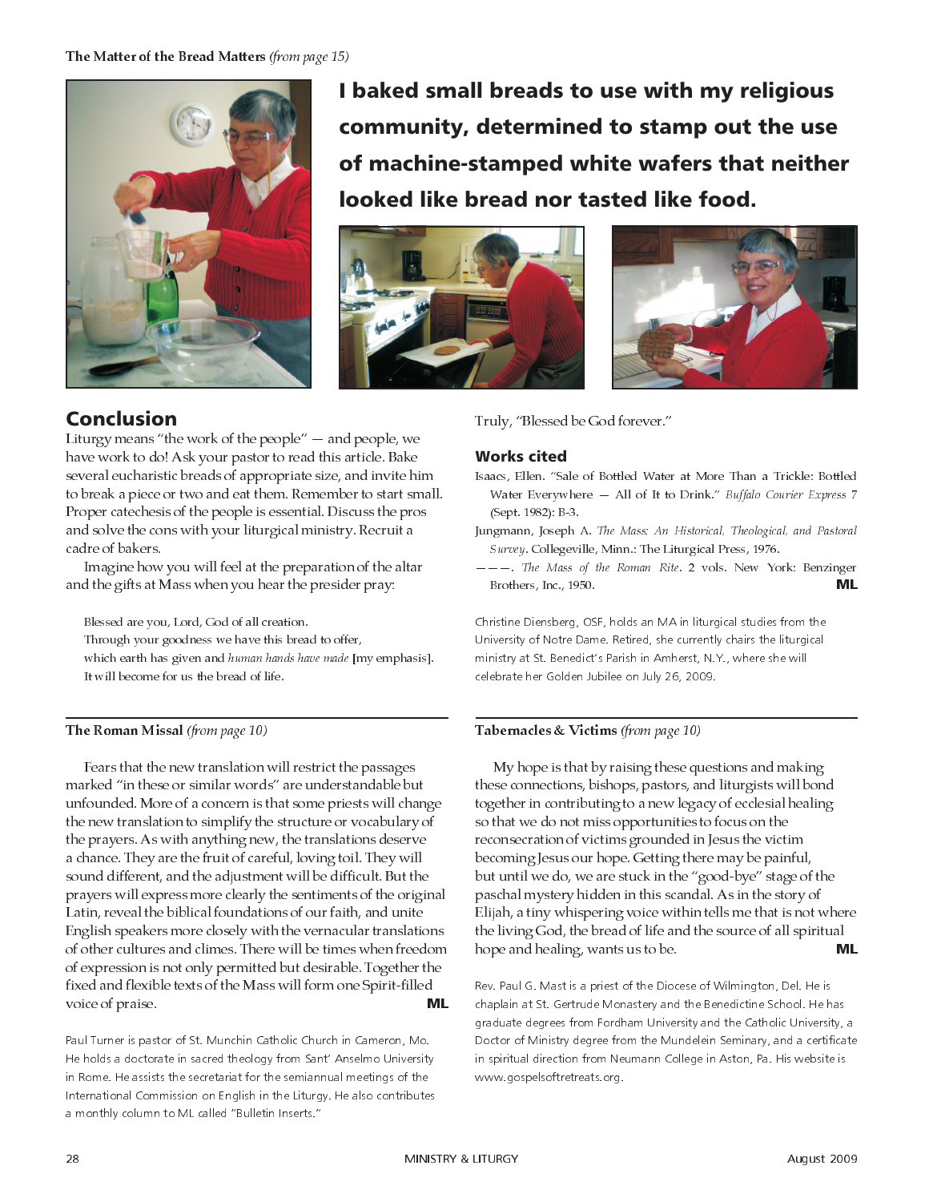**The Matter of the Bread Matters** *(from page 15)*

**I baked small breads to use with my religious community, determined to stamp out the use of machine-stamped white wafers that neither looked like bread nor tasted like food.**

## Conclusion

Liturgy means "the work of the people" — and people, we have work to do! Ask your pastor to read this article. Bake several eucharistic breads of appropriate size, and invite him to break a piece or two and eat them. Remember to start small. Proper catechesis of the people is essential. Discuss the pros and solve the cons with your liturgical ministry. Recruit a cadre of bakers.

Imagine how you will feel at the preparation of the altar and the gifts at Mass when you hear the presider pray:

> Blessed are you, Lord, God of all creation.
> Through your goodness we have this bread to offer,
> which earth has given and *human hands have made* [my emphasis].
> It will become for us the bread of life.

Truly, "Blessed be God forever."

### Works cited

Isaacs, Ellen. "Sale of Bottled Water at More Than a Trickle: Bottled Water Everywhere — All of It to Drink." *Buffalo Courier Express* 7 (Sept. 1982): B-3.

Jungmann, Joseph A. *The Mass: An Historical, Theological, and Pastoral Survey*. Collegeville, Minn.: The Liturgical Press, 1976.

———. *The Mass of the Roman Rite*. 2 vols. New York: Benzinger Brothers, Inc., 1950. **ML**

Christine Diensberg, OSF, holds an MA in liturgical studies from the University of Notre Dame. Retired, she currently chairs the liturgical ministry at St. Benedict's Parish in Amherst, N.Y., where she will celebrate her Golden Jubilee on July 26, 2009.

---

**The Roman Missal** *(from page 10)*

Fears that the new translation will restrict the passages marked "in these or similar words" are understandable but unfounded. More of a concern is that some priests will change the new translation to simplify the structure or vocabulary of the prayers. As with anything new, the translations deserve a chance. They are the fruit of careful, loving toil. They will sound different, and the adjustment will be difficult. But the prayers will express more clearly the sentiments of the original Latin, reveal the biblical foundations of our faith, and unite English speakers more closely with the vernacular translations of other cultures and climes. There will be times when freedom of expression is not only permitted but desirable. Together the fixed and flexible texts of the Mass will form one Spirit-filled voice of praise. **ML**

Paul Turner is pastor of St. Munchin Catholic Church in Cameron, Mo. He holds a doctorate in sacred theology from Sant' Anselmo University in Rome. He assists the secretariat for the semiannual meetings of the International Commission on English in the Liturgy. He also contributes a monthly column to ML called "Bulletin Inserts."

---

**Tabernacles & Victims** *(from page 10)*

My hope is that by raising these questions and making these connections, bishops, pastors, and liturgists will bond together in contributing to a new legacy of ecclesial healing so that we do not miss opportunities to focus on the reconsecration of victims grounded in Jesus the victim becoming Jesus our hope. Getting there may be painful, but until we do, we are stuck in the "good-bye" stage of the paschal mystery hidden in this scandal. As in the story of Elijah, a tiny whispering voice within tells me that is not where the living God, the bread of life and the source of all spiritual hope and healing, wants us to be. **ML**

Rev. Paul G. Mast is a priest of the Diocese of Wilmington, Del. He is chaplain at St. Gertrude Monastery and the Benedictine School. He has graduate degrees from Fordham University and the Catholic University, a Doctor of Ministry degree from the Mundelein Seminary, and a certificate in spiritual direction from Neumann College in Aston, Pa. His website is www.gospelsoftretreats.org.